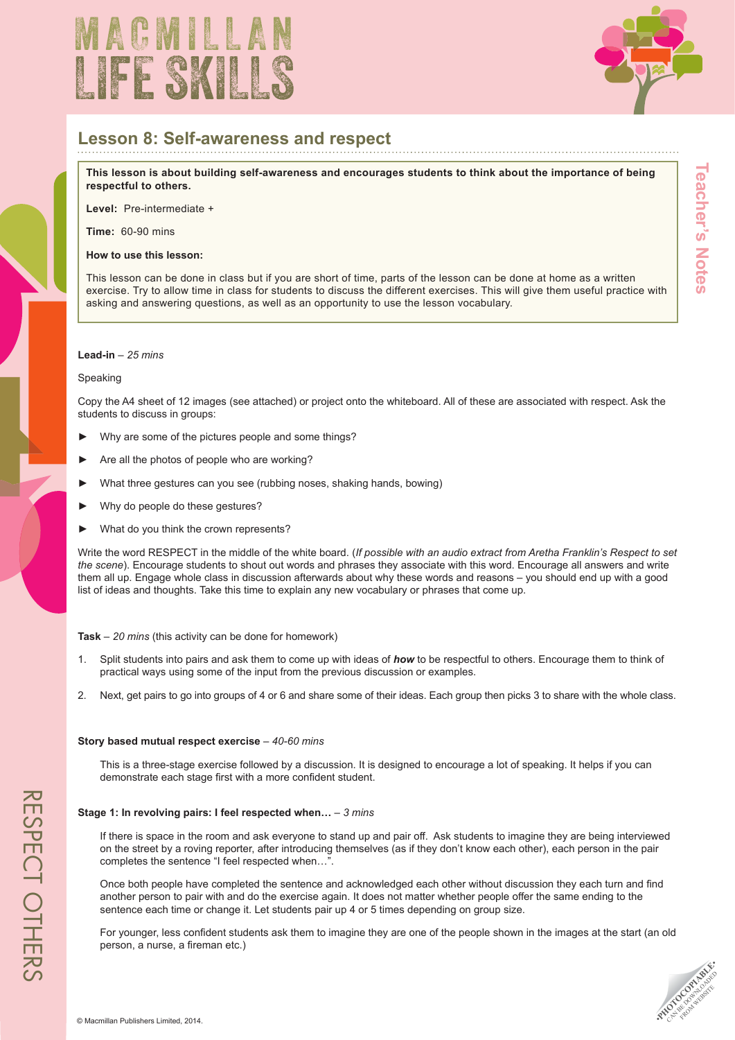# Lesson 8: Self-awareness and respect

**This lesson is about building self-awareness and encourages students to think about the importance of being respectful to others.**

**Level:** Pre-intermediate +

**Time:** 60-90 mins

**How to use this lesson:**

This lesson can be done in class but if you are short of time, parts of the lesson can be done at home as a written exercise. Try to allow time in class for students to discuss the different exercises. This will give them useful practice with asking and answering questions, as well as an opportunity to use the lesson vocabulary.

**Lead-in** – *25 mins*

Speaking

Copy the A4 sheet of 12 images (see attached) or project onto the whiteboard. All of these are associated with respect. Ask the students to discuss in groups:

- Why are some of the pictures people and some things?
- Are all the photos of people who are working?
- What three gestures can you see (rubbing noses, shaking hands, bowing)
- Why do people do these gestures?
- What do you think the crown represents?

Write the word RESPECT in the middle of the white board. (*If possible with an audio extract from Aretha Franklin's Respect to set the scene*). Encourage students to shout out words and phrases they associate with this word. Encourage all answers and write them all up. Engage whole class in discussion afterwards about why these words and reasons – you should end up with a good list of ideas and thoughts. Take this time to explain any new vocabulary or phrases that come up.

**Task** – *20 mins* (this activity can be done for homework)

1. Split students into pairs and ask them to come up with ideas of ***how*** to be respectful to others. Encourage them to think of practical ways using some of the input from the previous discussion or examples.
2. Next, get pairs to go into groups of 4 or 6 and share some of their ideas. Each group then picks 3 to share with the whole class.

**Story based mutual respect exercise** – *40-60 mins*

This is a three-stage exercise followed by a discussion. It is designed to encourage a lot of speaking. It helps if you can demonstrate each stage first with a more confident student.

**Stage 1: In revolving pairs: I feel respected when…** – *3 mins*

If there is space in the room and ask everyone to stand up and pair off. Ask students to imagine they are being interviewed on the street by a roving reporter, after introducing themselves (as if they don't know each other), each person in the pair completes the sentence "I feel respected when…".

Once both people have completed the sentence and acknowledged each other without discussion they each turn and find another person to pair with and do the exercise again. It does not matter whether people offer the same ending to the sentence each time or change it. Let students pair up 4 or 5 times depending on group size.

For younger, less confident students ask them to imagine they are one of the people shown in the images at the start (an old person, a nurse, a fireman etc.)

© Macmillan Publishers Limited, 2014.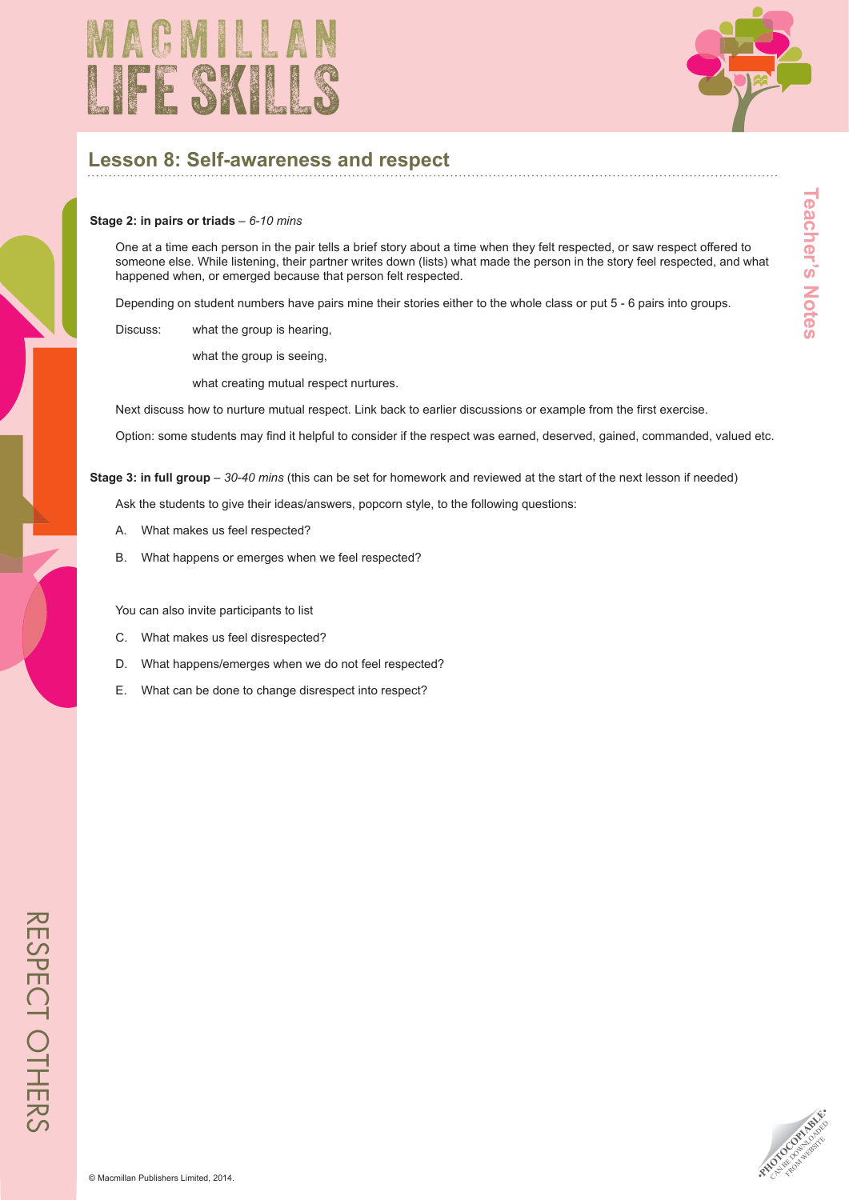## Lesson 8: Self-awareness and respect

**Stage 2: in pairs or triads** – *6-10 mins*

One at a time each person in the pair tells a brief story about a time when they felt respected, or saw respect offered to someone else. While listening, their partner writes down (lists) what made the person in the story feel respected, and what happened when, or emerged because that person felt respected.

Depending on student numbers have pairs mine their stories either to the whole class or put 5 - 6 pairs into groups.

Discuss: what the group is hearing,

what the group is seeing,

what creating mutual respect nurtures.

Next discuss how to nurture mutual respect. Link back to earlier discussions or example from the first exercise.

Option: some students may find it helpful to consider if the respect was earned, deserved, gained, commanded, valued etc.

**Stage 3: in full group** – *30-40 mins* (this can be set for homework and reviewed at the start of the next lesson if needed)

Ask the students to give their ideas/answers, popcorn style, to the following questions:

A. What makes us feel respected?

B. What happens or emerges when we feel respected?

You can also invite participants to list

C. What makes us feel disrespected?

D. What happens/emerges when we do not feel respected?

E. What can be done to change disrespect into respect?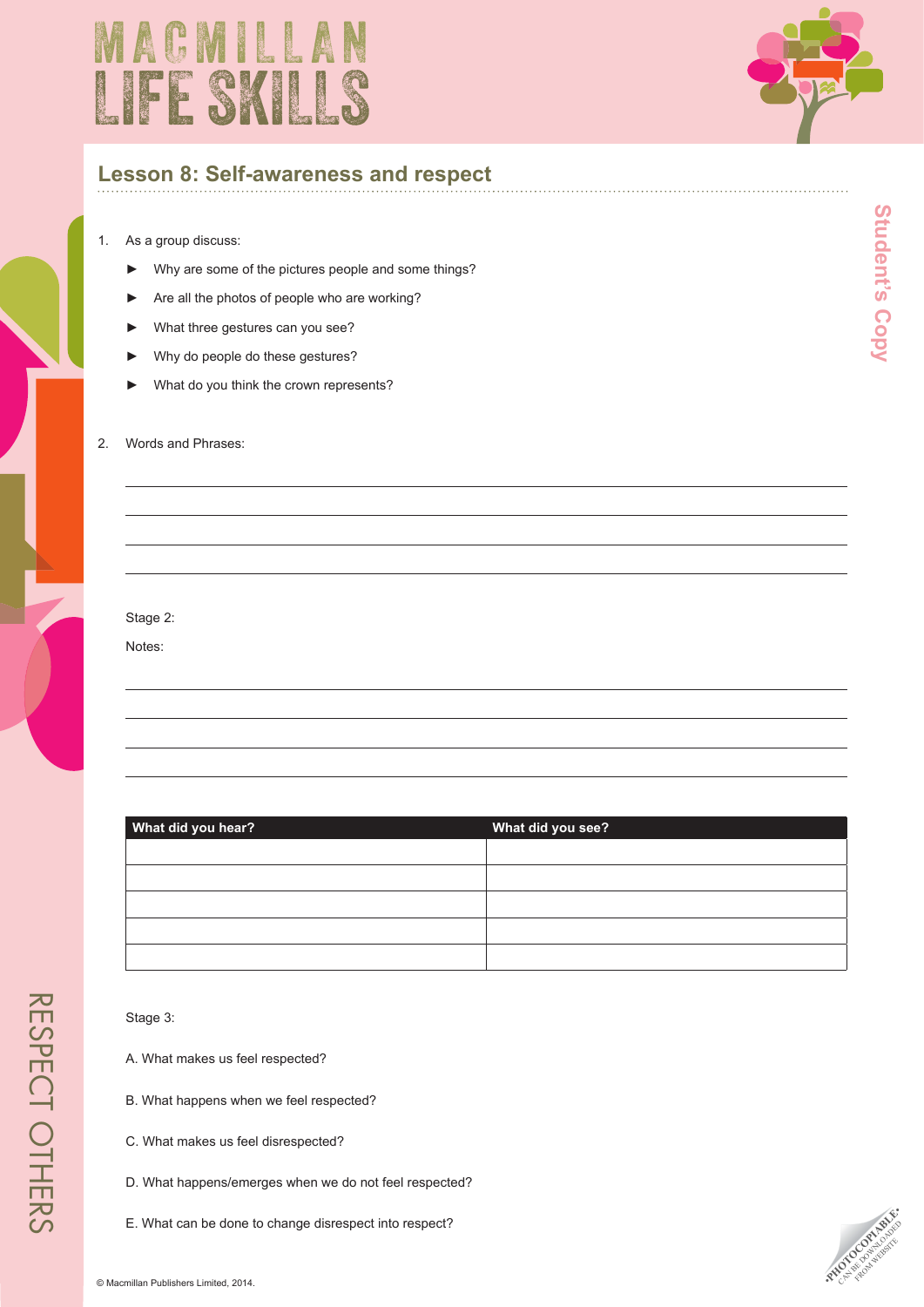## Lesson 8: Self-awareness and respect

1. As a group discuss:
   - Why are some of the pictures people and some things?
   - Are all the photos of people who are working?
   - What three gestures can you see?
   - Why do people do these gestures?
   - What do you think the crown represents?

2. Words and Phrases:

Stage 2:

Notes:

| What did you hear? | What did you see? |
|---|---|
| | |
| | |
| | |
| | |
| | |

Stage 3:

A. What makes us feel respected?

B. What happens when we feel respected?

C. What makes us feel disrespected?

D. What happens/emerges when we do not feel respected?

E. What can be done to change disrespect into respect?